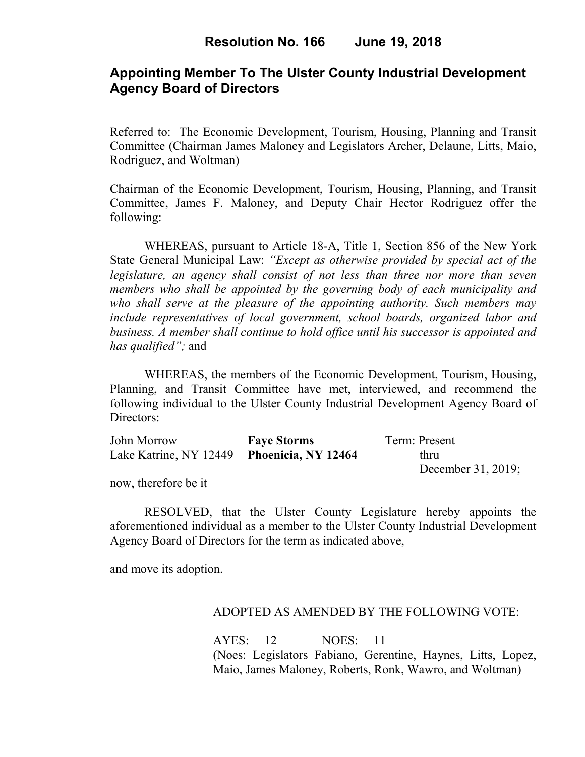# Resolution No. 166 June 19, 2018

## Appointing Member To The Ulster County Industrial Development Agency Board of Directors

Referred to: The Economic Development, Tourism, Housing, Planning and Transit Committee (Chairman James Maloney and Legislators Archer, Delaune, Litts, Maio, Rodriguez, and Woltman)

Chairman of the Economic Development, Tourism, Housing, Planning, and Transit Committee, James F. Maloney, and Deputy Chair Hector Rodriguez offer the following:

WHEREAS, pursuant to Article 18-A, Title 1, Section 856 of the New York State General Municipal Law: *"Except as otherwise provided by special act of the legislature, an agency shall consist of not less than three nor more than seven members who shall be appointed by the governing body of each municipality and who shall serve at the pleasure of the appointing authority. Such members may include representatives of local government, school boards, organized labor and business. A member shall continue to hold office until his successor is appointed and has qualified";* and

WHEREAS, the members of the Economic Development, Tourism, Housing, Planning, and Transit Committee have met, interviewed, and recommend the following individual to the Ulster County Industrial Development Agency Board of Directors:

| | | |
|---|---|---|
| ~~John Morrow~~ | **Faye Storms** | Term: Present |
| ~~Lake Katrine, NY 12449~~ | **Phoenicia, NY 12464** | thru |
| | | December 31, 2019; |

now, therefore be it

RESOLVED, that the Ulster County Legislature hereby appoints the aforementioned individual as a member to the Ulster County Industrial Development Agency Board of Directors for the term as indicated above,

and move its adoption.

ADOPTED AS AMENDED BY THE FOLLOWING VOTE:

AYES: 12 NOES: 11
(Noes: Legislators Fabiano, Gerentine, Haynes, Litts, Lopez, Maio, James Maloney, Roberts, Ronk, Wawro, and Woltman)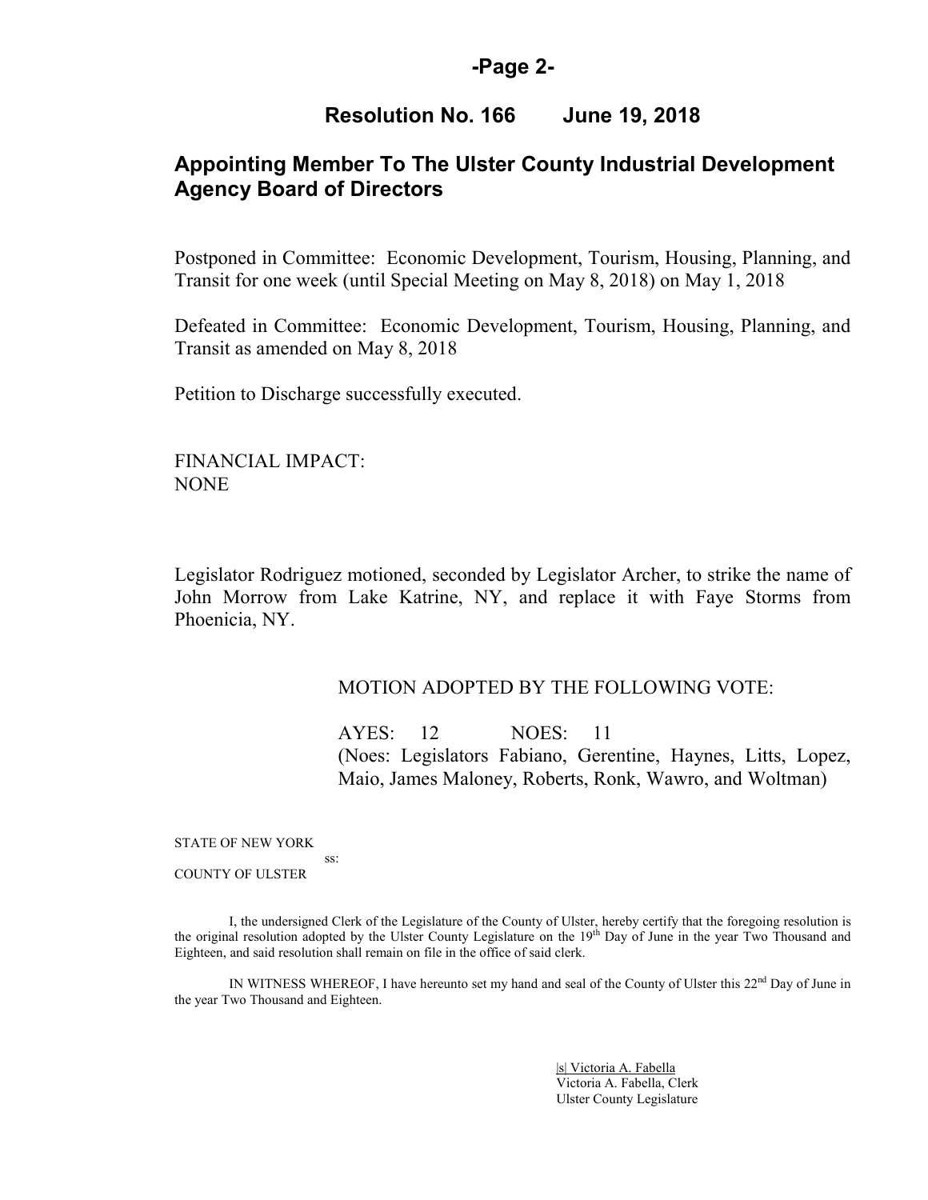## Resolution No. 166 June 19, 2018

## Appointing Member To The Ulster County Industrial Development Agency Board of Directors

Postponed in Committee: Economic Development, Tourism, Housing, Planning, and Transit for one week (until Special Meeting on May 8, 2018) on May 1, 2018

Defeated in Committee: Economic Development, Tourism, Housing, Planning, and Transit as amended on May 8, 2018

Petition to Discharge successfully executed.

FINANCIAL IMPACT:
NONE

Legislator Rodriguez motioned, seconded by Legislator Archer, to strike the name of John Morrow from Lake Katrine, NY, and replace it with Faye Storms from Phoenicia, NY.

MOTION ADOPTED BY THE FOLLOWING VOTE:

AYES: 12 NOES: 11
(Noes: Legislators Fabiano, Gerentine, Haynes, Litts, Lopez, Maio, James Maloney, Roberts, Ronk, Wawro, and Woltman)

STATE OF NEW YORK
ss:
COUNTY OF ULSTER

I, the undersigned Clerk of the Legislature of the County of Ulster, hereby certify that the foregoing resolution is the original resolution adopted by the Ulster County Legislature on the 19th Day of June in the year Two Thousand and Eighteen, and said resolution shall remain on file in the office of said clerk.

IN WITNESS WHEREOF, I have hereunto set my hand and seal of the County of Ulster this 22nd Day of June in the year Two Thousand and Eighteen.

|s| Victoria A. Fabella
Victoria A. Fabella, Clerk
Ulster County Legislature